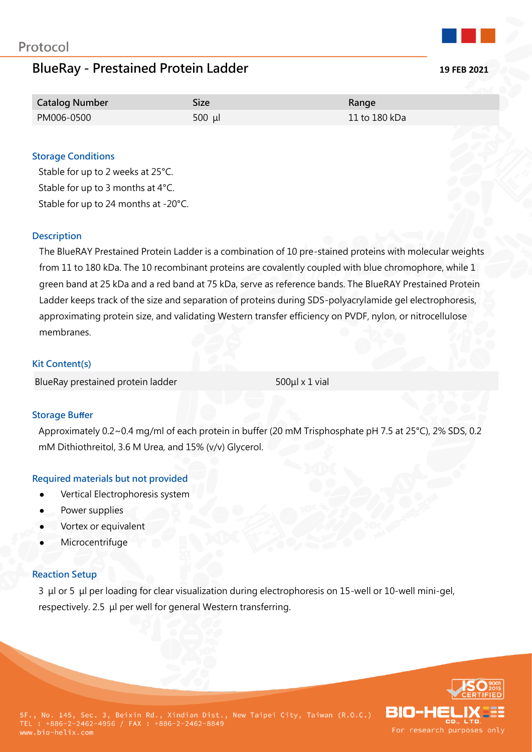Protocol

# BlueRay - Prestained Protein Ladder

**19 FEB 2021**

| Catalog Number | Size | Range |
|---|---|---|
| PM006-0500 | 500 µl | 11 to 180 kDa |

## Storage Conditions

Stable for up to 2 weeks at 25°C.
Stable for up to 3 months at 4°C.
Stable for up to 24 months at -20°C.

## Description

The BlueRAY Prestained Protein Ladder is a combination of 10 pre-stained proteins with molecular weights from 11 to 180 kDa. The 10 recombinant proteins are covalently coupled with blue chromophore, while 1 green band at 25 kDa and a red band at 75 kDa, serve as reference bands. The BlueRAY Prestained Protein Ladder keeps track of the size and separation of proteins during SDS-polyacrylamide gel electrophoresis, approximating protein size, and validating Western transfer efficiency on PVDF, nylon, or nitrocellulose membranes.

## Kit Content(s)

| | |
|---|---|
| BlueRay prestained protein ladder | 500µl x 1 vial |

## Storage Buffer

Approximately 0.2~0.4 mg/ml of each protein in buffer (20 mM Trisphosphate pH 7.5 at 25°C), 2% SDS, 0.2 mM Dithiothreitol, 3.6 M Urea, and 15% (v/v) Glycerol.

## Required materials but not provided

- Vertical Electrophoresis system
- Power supplies
- Vortex or equivalent
- Microcentrifuge

## Reaction Setup

3 µl or 5 µl per loading for clear visualization during electrophoresis on 15-well or 10-well mini-gel, respectively. 2.5 µl per well for general Western transferring.

5F., No. 145, Sec. 3, Beixin Rd., Xindian Dist., New Taipei City, Taiwan (R.O.C.)
TEL : +886-2-2462-4956 / FAX : +886-2-2462-8849
www.bio-helix.com

BIO-HELIX CO., LTD.
For research purposes only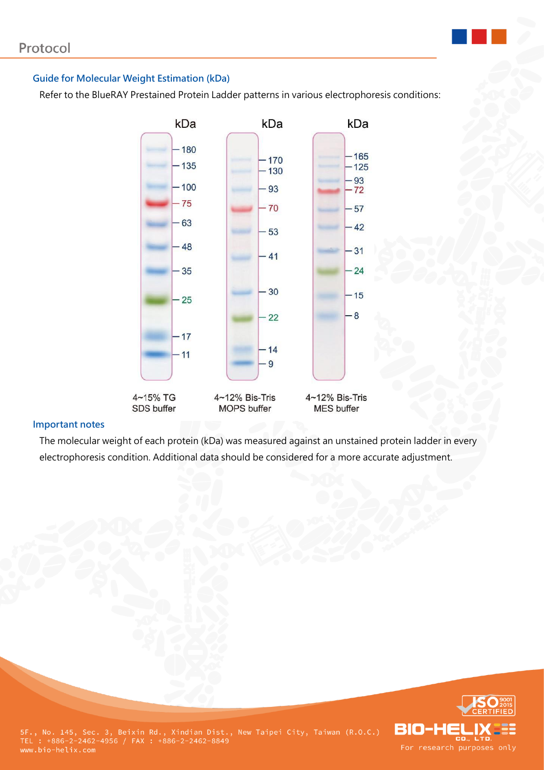## Protocol

### Guide for Molecular Weight Estimation (kDa)

Refer to the BlueRAY Prestained Protein Ladder patterns in various electrophoresis conditions:

kDa
180
135
100
75
63
48
35
25
17
11
4~15% TG SDS buffer

kDa
170
130
93
70
53
41
30
22
14
9
4~12% Bis-Tris MOPS buffer

kDa
165
125
93
72
57
42
31
24
15
8
4~12% Bis-Tris MES buffer

### Important notes

The molecular weight of each protein (kDa) was measured against an unstained protein ladder in every electrophoresis condition. Additional data should be considered for a more accurate adjustment.

5F., No. 145, Sec. 3, Beixin Rd., Xindian Dist., New Taipei City, Taiwan (R.O.C.)
TEL : +886-2-2462-4956 / FAX : +886-2-2462-8849
www.bio-helix.com

ISO 9001 2015 CERTIFIED
BIO-HELIX CO., LTD.
For research purposes only